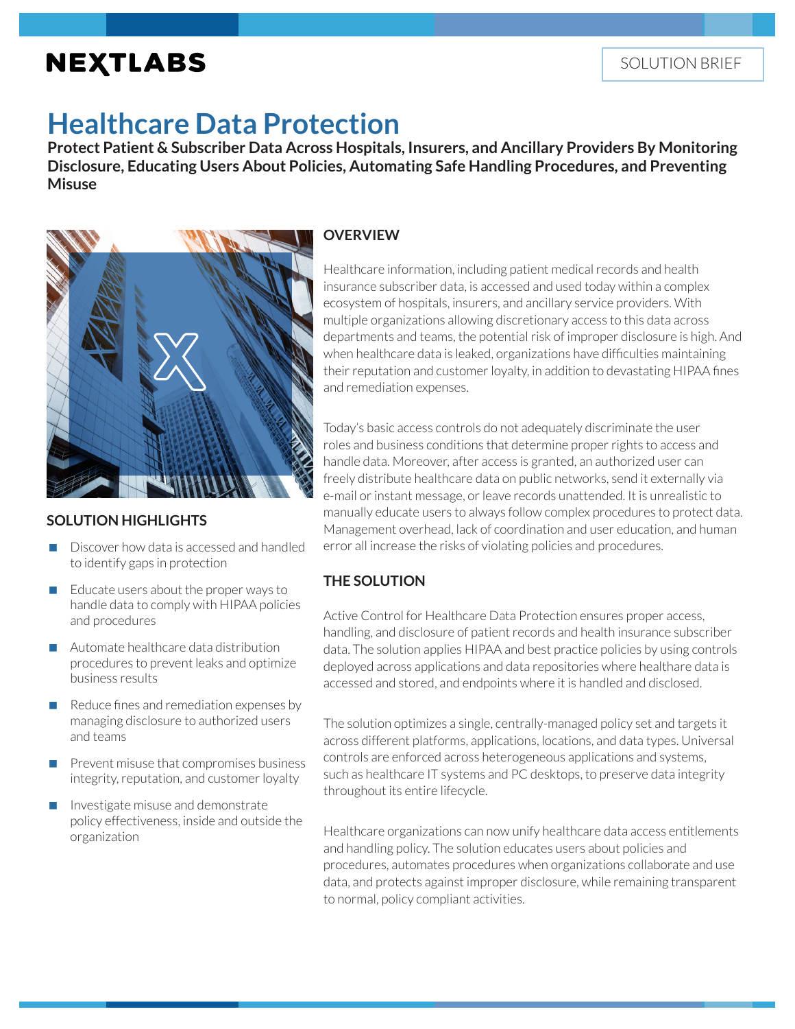NEXTLABS

SOLUTION BRIEF

# Healthcare Data Protection

**Protect Patient & Subscriber Data Across Hospitals, Insurers, and Ancillary Providers By Monitoring Disclosure, Educating Users About Policies, Automating Safe Handling Procedures, and Preventing Misuse**

## OVERVIEW

Healthcare information, including patient medical records and health insurance subscriber data, is accessed and used today within a complex ecosystem of hospitals, insurers, and ancillary service providers. With multiple organizations allowing discretionary access to this data across departments and teams, the potential risk of improper disclosure is high. And when healthcare data is leaked, organizations have difficulties maintaining their reputation and customer loyalty, in addition to devastating HIPAA fines and remediation expenses.

Today's basic access controls do not adequately discriminate the user roles and business conditions that determine proper rights to access and handle data. Moreover, after access is granted, an authorized user can freely distribute healthcare data on public networks, send it externally via e-mail or instant message, or leave records unattended. It is unrealistic to manually educate users to always follow complex procedures to protect data. Management overhead, lack of coordination and user education, and human error all increase the risks of violating policies and procedures.

## THE SOLUTION

Active Control for Healthcare Data Protection ensures proper access, handling, and disclosure of patient records and health insurance subscriber data. The solution applies HIPAA and best practice policies by using controls deployed across applications and data repositories where healthare data is accessed and stored, and endpoints where it is handled and disclosed.

The solution optimizes a single, centrally-managed policy set and targets it across different platforms, applications, locations, and data types. Universal controls are enforced across heterogeneous applications and systems, such as healthcare IT systems and PC desktops, to preserve data integrity throughout its entire lifecycle.

Healthcare organizations can now unify healthcare data access entitlements and handling policy. The solution educates users about policies and procedures, automates procedures when organizations collaborate and use data, and protects against improper disclosure, while remaining transparent to normal, policy compliant activities.

## SOLUTION HIGHLIGHTS

- Discover how data is accessed and handled to identify gaps in protection
- Educate users about the proper ways to handle data to comply with HIPAA policies and procedures
- Automate healthcare data distribution procedures to prevent leaks and optimize business results
- Reduce fines and remediation expenses by managing disclosure to authorized users and teams
- Prevent misuse that compromises business integrity, reputation, and customer loyalty
- Investigate misuse and demonstrate policy effectiveness, inside and outside the organization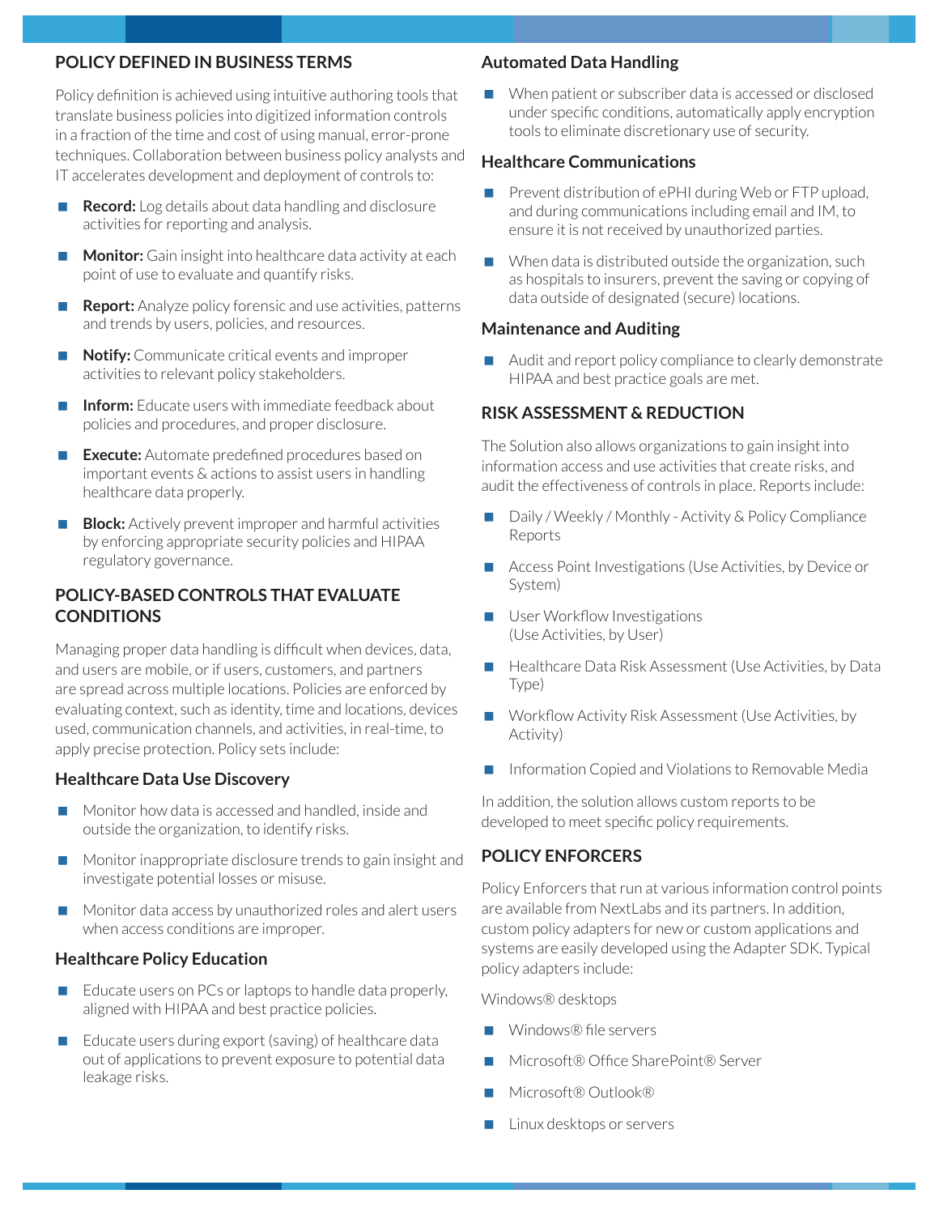## POLICY DEFINED IN BUSINESS TERMS

Policy definition is achieved using intuitive authoring tools that translate business policies into digitized information controls in a fraction of the time and cost of using manual, error-prone techniques. Collaboration between business policy analysts and IT accelerates development and deployment of controls to:

- **Record:** Log details about data handling and disclosure activities for reporting and analysis.
- **Monitor:** Gain insight into healthcare data activity at each point of use to evaluate and quantify risks.
- **Report:** Analyze policy forensic and use activities, patterns and trends by users, policies, and resources.
- **Notify:** Communicate critical events and improper activities to relevant policy stakeholders.
- **Inform:** Educate users with immediate feedback about policies and procedures, and proper disclosure.
- **Execute:** Automate predefined procedures based on important events & actions to assist users in handling healthcare data properly.
- **Block:** Actively prevent improper and harmful activities by enforcing appropriate security policies and HIPAA regulatory governance.

## POLICY-BASED CONTROLS THAT EVALUATE CONDITIONS

Managing proper data handling is difficult when devices, data, and users are mobile, or if users, customers, and partners are spread across multiple locations. Policies are enforced by evaluating context, such as identity, time and locations, devices used, communication channels, and activities, in real-time, to apply precise protection. Policy sets include:

### Healthcare Data Use Discovery

- Monitor how data is accessed and handled, inside and outside the organization, to identify risks.
- Monitor inappropriate disclosure trends to gain insight and investigate potential losses or misuse.
- Monitor data access by unauthorized roles and alert users when access conditions are improper.

### Healthcare Policy Education

- Educate users on PCs or laptops to handle data properly, aligned with HIPAA and best practice policies.
- Educate users during export (saving) of healthcare data out of applications to prevent exposure to potential data leakage risks.

### Automated Data Handling

- When patient or subscriber data is accessed or disclosed under specific conditions, automatically apply encryption tools to eliminate discretionary use of security.

### Healthcare Communications

- Prevent distribution of ePHI during Web or FTP upload, and during communications including email and IM, to ensure it is not received by unauthorized parties.
- When data is distributed outside the organization, such as hospitals to insurers, prevent the saving or copying of data outside of designated (secure) locations.

### Maintenance and Auditing

- Audit and report policy compliance to clearly demonstrate HIPAA and best practice goals are met.

## RISK ASSESSMENT & REDUCTION

The Solution also allows organizations to gain insight into information access and use activities that create risks, and audit the effectiveness of controls in place. Reports include:

- Daily / Weekly / Monthly - Activity & Policy Compliance Reports
- Access Point Investigations (Use Activities, by Device or System)
- User Workflow Investigations (Use Activities, by User)
- Healthcare Data Risk Assessment (Use Activities, by Data Type)
- Workflow Activity Risk Assessment (Use Activities, by Activity)
- Information Copied and Violations to Removable Media

In addition, the solution allows custom reports to be developed to meet specific policy requirements.

## POLICY ENFORCERS

Policy Enforcers that run at various information control points are available from NextLabs and its partners. In addition, custom policy adapters for new or custom applications and systems are easily developed using the Adapter SDK. Typical policy adapters include:

Windows® desktops

- Windows® file servers
- Microsoft® Office SharePoint® Server
- Microsoft® Outlook®
- Linux desktops or servers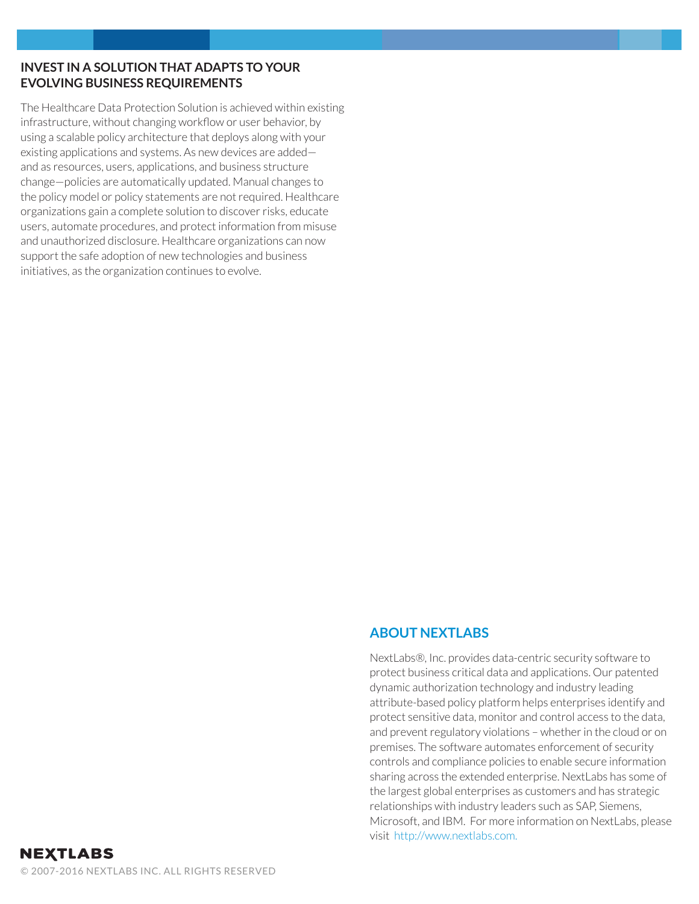## INVEST IN A SOLUTION THAT ADAPTS TO YOUR EVOLVING BUSINESS REQUIREMENTS

The Healthcare Data Protection Solution is achieved within existing infrastructure, without changing workflow or user behavior, by using a scalable policy architecture that deploys along with your existing applications and systems. As new devices are added—and as resources, users, applications, and business structure change—policies are automatically updated. Manual changes to the policy model or policy statements are not required. Healthcare organizations gain a complete solution to discover risks, educate users, automate procedures, and protect information from misuse and unauthorized disclosure. Healthcare organizations can now support the safe adoption of new technologies and business initiatives, as the organization continues to evolve.

## ABOUT NEXTLABS

NextLabs®, Inc. provides data-centric security software to protect business critical data and applications. Our patented dynamic authorization technology and industry leading attribute-based policy platform helps enterprises identify and protect sensitive data, monitor and control access to the data, and prevent regulatory violations – whether in the cloud or on premises. The software automates enforcement of security controls and compliance policies to enable secure information sharing across the extended enterprise. NextLabs has some of the largest global enterprises as customers and has strategic relationships with industry leaders such as SAP, Siemens, Microsoft, and IBM. For more information on NextLabs, please visit http://www.nextlabs.com.

NEXTLABS

© 2007-2016 NEXTLABS INC. ALL RIGHTS RESERVED